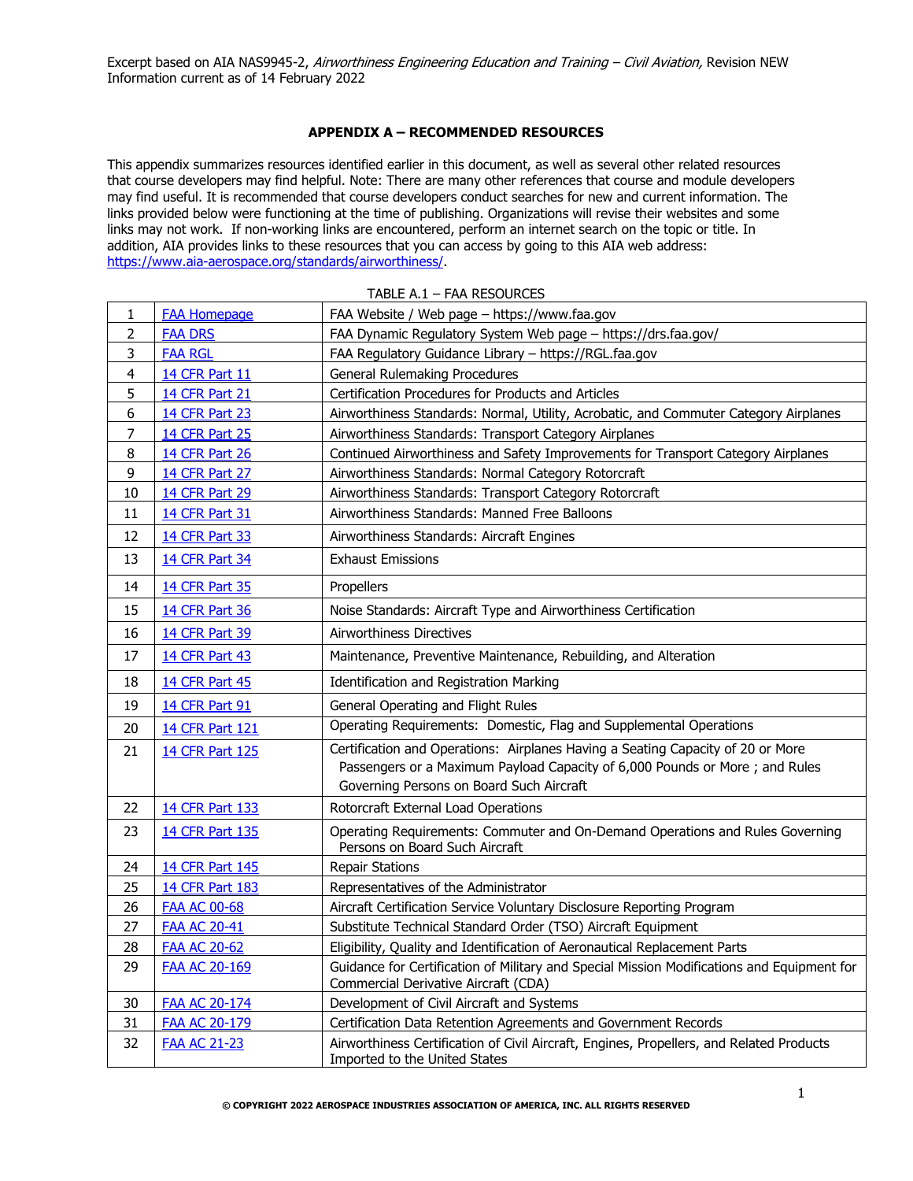Excerpt based on AIA NAS9945-2, *Airworthiness Engineering Education and Training – Civil Aviation,* Revision NEW
Information current as of 14 February 2022

## APPENDIX A – RECOMMENDED RESOURCES

This appendix summarizes resources identified earlier in this document, as well as several other related resources that course developers may find helpful. Note: There are many other references that course and module developers may find useful. It is recommended that course developers conduct searches for new and current information. The links provided below were functioning at the time of publishing. Organizations will revise their websites and some links may not work. If non-working links are encountered, perform an internet search on the topic or title. In addition, AIA provides links to these resources that you can access by going to this AIA web address: https://www.aia-aerospace.org/standards/airworthiness/.

TABLE A.1 – FAA RESOURCES

| | | |
|---|---|---|
| 1 | FAA Homepage | FAA Website / Web page – https://www.faa.gov |
| 2 | FAA DRS | FAA Dynamic Regulatory System Web page – https://drs.faa.gov/ |
| 3 | FAA RGL | FAA Regulatory Guidance Library – https://RGL.faa.gov |
| 4 | 14 CFR Part 11 | General Rulemaking Procedures |
| 5 | 14 CFR Part 21 | Certification Procedures for Products and Articles |
| 6 | 14 CFR Part 23 | Airworthiness Standards: Normal, Utility, Acrobatic, and Commuter Category Airplanes |
| 7 | 14 CFR Part 25 | Airworthiness Standards: Transport Category Airplanes |
| 8 | 14 CFR Part 26 | Continued Airworthiness and Safety Improvements for Transport Category Airplanes |
| 9 | 14 CFR Part 27 | Airworthiness Standards: Normal Category Rotorcraft |
| 10 | 14 CFR Part 29 | Airworthiness Standards: Transport Category Rotorcraft |
| 11 | 14 CFR Part 31 | Airworthiness Standards: Manned Free Balloons |
| 12 | 14 CFR Part 33 | Airworthiness Standards: Aircraft Engines |
| 13 | 14 CFR Part 34 | Exhaust Emissions |
| 14 | 14 CFR Part 35 | Propellers |
| 15 | 14 CFR Part 36 | Noise Standards: Aircraft Type and Airworthiness Certification |
| 16 | 14 CFR Part 39 | Airworthiness Directives |
| 17 | 14 CFR Part 43 | Maintenance, Preventive Maintenance, Rebuilding, and Alteration |
| 18 | 14 CFR Part 45 | Identification and Registration Marking |
| 19 | 14 CFR Part 91 | General Operating and Flight Rules |
| 20 | 14 CFR Part 121 | Operating Requirements: Domestic, Flag and Supplemental Operations |
| 21 | 14 CFR Part 125 | Certification and Operations: Airplanes Having a Seating Capacity of 20 or More Passengers or a Maximum Payload Capacity of 6,000 Pounds or More ; and Rules Governing Persons on Board Such Aircraft |
| 22 | 14 CFR Part 133 | Rotorcraft External Load Operations |
| 23 | 14 CFR Part 135 | Operating Requirements: Commuter and On-Demand Operations and Rules Governing Persons on Board Such Aircraft |
| 24 | 14 CFR Part 145 | Repair Stations |
| 25 | 14 CFR Part 183 | Representatives of the Administrator |
| 26 | FAA AC 00-68 | Aircraft Certification Service Voluntary Disclosure Reporting Program |
| 27 | FAA AC 20-41 | Substitute Technical Standard Order (TSO) Aircraft Equipment |
| 28 | FAA AC 20-62 | Eligibility, Quality and Identification of Aeronautical Replacement Parts |
| 29 | FAA AC 20-169 | Guidance for Certification of Military and Special Mission Modifications and Equipment for Commercial Derivative Aircraft (CDA) |
| 30 | FAA AC 20-174 | Development of Civil Aircraft and Systems |
| 31 | FAA AC 20-179 | Certification Data Retention Agreements and Government Records |
| 32 | FAA AC 21-23 | Airworthiness Certification of Civil Aircraft, Engines, Propellers, and Related Products Imported to the United States |

© COPYRIGHT 2022 AEROSPACE INDUSTRIES ASSOCIATION OF AMERICA, INC. ALL RIGHTS RESERVED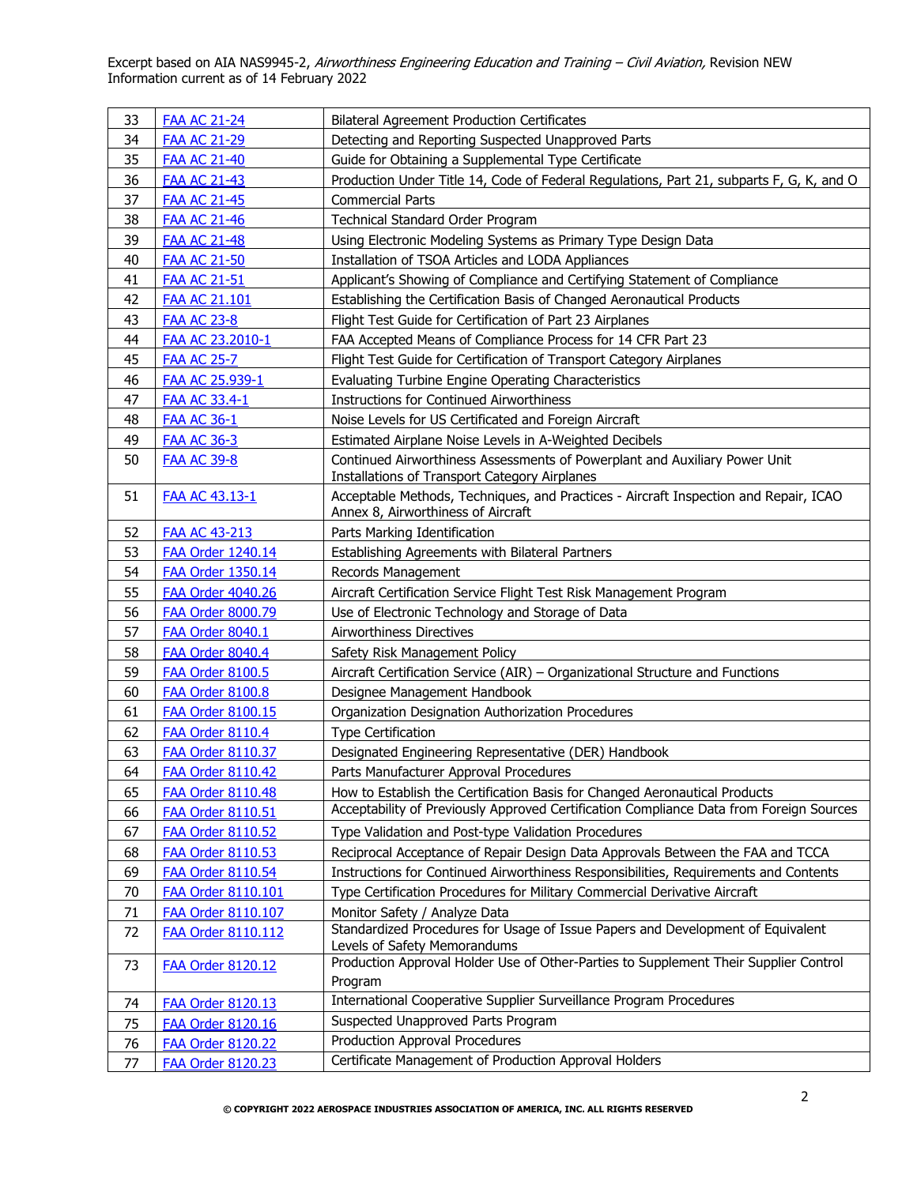| | | |
|---|---|---|
| 33 | FAA AC 21-24 | Bilateral Agreement Production Certificates |
| 34 | FAA AC 21-29 | Detecting and Reporting Suspected Unapproved Parts |
| 35 | FAA AC 21-40 | Guide for Obtaining a Supplemental Type Certificate |
| 36 | FAA AC 21-43 | Production Under Title 14, Code of Federal Regulations, Part 21, subparts F, G, K, and O |
| 37 | FAA AC 21-45 | Commercial Parts |
| 38 | FAA AC 21-46 | Technical Standard Order Program |
| 39 | FAA AC 21-48 | Using Electronic Modeling Systems as Primary Type Design Data |
| 40 | FAA AC 21-50 | Installation of TSOA Articles and LODA Appliances |
| 41 | FAA AC 21-51 | Applicant's Showing of Compliance and Certifying Statement of Compliance |
| 42 | FAA AC 21.101 | Establishing the Certification Basis of Changed Aeronautical Products |
| 43 | FAA AC 23-8 | Flight Test Guide for Certification of Part 23 Airplanes |
| 44 | FAA AC 23.2010-1 | FAA Accepted Means of Compliance Process for 14 CFR Part 23 |
| 45 | FAA AC 25-7 | Flight Test Guide for Certification of Transport Category Airplanes |
| 46 | FAA AC 25.939-1 | Evaluating Turbine Engine Operating Characteristics |
| 47 | FAA AC 33.4-1 | Instructions for Continued Airworthiness |
| 48 | FAA AC 36-1 | Noise Levels for US Certificated and Foreign Aircraft |
| 49 | FAA AC 36-3 | Estimated Airplane Noise Levels in A-Weighted Decibels |
| 50 | FAA AC 39-8 | Continued Airworthiness Assessments of Powerplant and Auxiliary Power Unit Installations of Transport Category Airplanes |
| 51 | FAA AC 43.13-1 | Acceptable Methods, Techniques, and Practices - Aircraft Inspection and Repair, ICAO Annex 8, Airworthiness of Aircraft |
| 52 | FAA AC 43-213 | Parts Marking Identification |
| 53 | FAA Order 1240.14 | Establishing Agreements with Bilateral Partners |
| 54 | FAA Order 1350.14 | Records Management |
| 55 | FAA Order 4040.26 | Aircraft Certification Service Flight Test Risk Management Program |
| 56 | FAA Order 8000.79 | Use of Electronic Technology and Storage of Data |
| 57 | FAA Order 8040.1 | Airworthiness Directives |
| 58 | FAA Order 8040.4 | Safety Risk Management Policy |
| 59 | FAA Order 8100.5 | Aircraft Certification Service (AIR) – Organizational Structure and Functions |
| 60 | FAA Order 8100.8 | Designee Management Handbook |
| 61 | FAA Order 8100.15 | Organization Designation Authorization Procedures |
| 62 | FAA Order 8110.4 | Type Certification |
| 63 | FAA Order 8110.37 | Designated Engineering Representative (DER) Handbook |
| 64 | FAA Order 8110.42 | Parts Manufacturer Approval Procedures |
| 65 | FAA Order 8110.48 | How to Establish the Certification Basis for Changed Aeronautical Products |
| 66 | FAA Order 8110.51 | Acceptability of Previously Approved Certification Compliance Data from Foreign Sources |
| 67 | FAA Order 8110.52 | Type Validation and Post-type Validation Procedures |
| 68 | FAA Order 8110.53 | Reciprocal Acceptance of Repair Design Data Approvals Between the FAA and TCCA |
| 69 | FAA Order 8110.54 | Instructions for Continued Airworthiness Responsibilities, Requirements and Contents |
| 70 | FAA Order 8110.101 | Type Certification Procedures for Military Commercial Derivative Aircraft |
| 71 | FAA Order 8110.107 | Monitor Safety / Analyze Data |
| 72 | FAA Order 8110.112 | Standardized Procedures for Usage of Issue Papers and Development of Equivalent Levels of Safety Memorandums |
| 73 | FAA Order 8120.12 | Production Approval Holder Use of Other-Parties to Supplement Their Supplier Control Program |
| 74 | FAA Order 8120.13 | International Cooperative Supplier Surveillance Program Procedures |
| 75 | FAA Order 8120.16 | Suspected Unapproved Parts Program |
| 76 | FAA Order 8120.22 | Production Approval Procedures |
| 77 | FAA Order 8120.23 | Certificate Management of Production Approval Holders |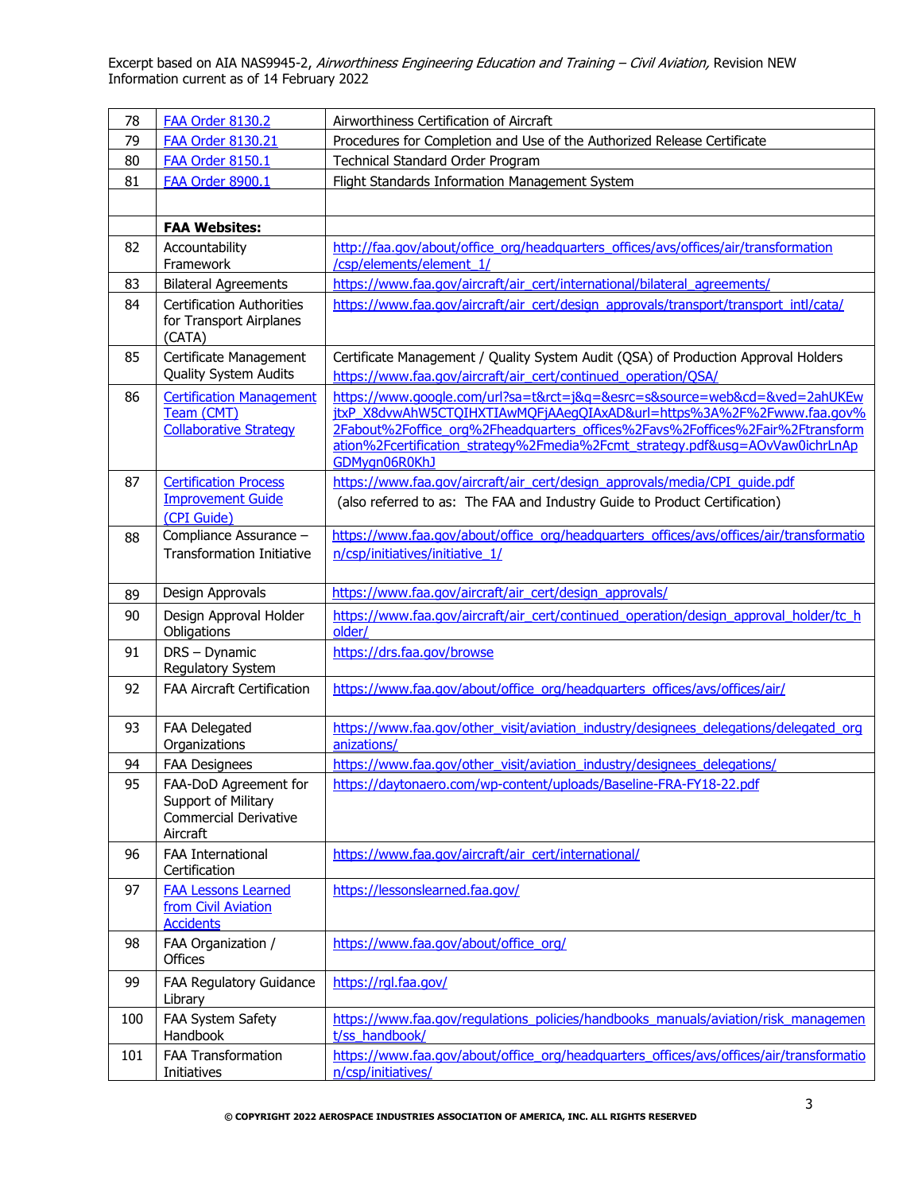Excerpt based on AIA NAS9945-2, *Airworthiness Engineering Education and Training – Civil Aviation,* Revision NEW
Information current as of 14 February 2022

| | | |
|---|---|---|
| 78 | FAA Order 8130.2 | Airworthiness Certification of Aircraft |
| 79 | FAA Order 8130.21 | Procedures for Completion and Use of the Authorized Release Certificate |
| 80 | FAA Order 8150.1 | Technical Standard Order Program |
| 81 | FAA Order 8900.1 | Flight Standards Information Management System |
| | | |
| | **FAA Websites:** | |
| 82 | Accountability Framework | http://faa.gov/about/office_org/headquarters_offices/avs/offices/air/transformation/csp/elements/element_1/ |
| 83 | Bilateral Agreements | https://www.faa.gov/aircraft/air_cert/international/bilateral_agreements/ |
| 84 | Certification Authorities for Transport Airplanes (CATA) | https://www.faa.gov/aircraft/air_cert/design_approvals/transport/transport_intl/cata/ |
| 85 | Certificate Management Quality System Audits | Certificate Management / Quality System Audit (QSA) of Production Approval Holders https://www.faa.gov/aircraft/air_cert/continued_operation/QSA/ |
| 86 | Certification Management Team (CMT) Collaborative Strategy | https://www.google.com/url?sa=t&rct=j&q=&esrc=s&source=web&cd=&ved=2ahUKEwjtxP_X8dvwAhW5CTQIHXTIAwMQFjAAegQIAxAD&url=https%3A%2F%2Fwww.faa.gov%2Fabout%2Foffice_org%2Fheadquarters_offices%2Favs%2Foffices%2Fair%2Ftransformation%2Fcertification_strategy%2Fmedia%2Fcmt_strategy.pdf&usg=AOvVaw0ichrLnApGDMygn06R0KhJ |
| 87 | Certification Process Improvement Guide (CPI Guide) | https://www.faa.gov/aircraft/air_cert/design_approvals/media/CPI_guide.pdf (also referred to as: The FAA and Industry Guide to Product Certification) |
| 88 | Compliance Assurance – Transformation Initiative | https://www.faa.gov/about/office_org/headquarters_offices/avs/offices/air/transformation/csp/initiatives/initiative_1/ |
| 89 | Design Approvals | https://www.faa.gov/aircraft/air_cert/design_approvals/ |
| 90 | Design Approval Holder Obligations | https://www.faa.gov/aircraft/air_cert/continued_operation/design_approval_holder/tc_holder/ |
| 91 | DRS – Dynamic Regulatory System | https://drs.faa.gov/browse |
| 92 | FAA Aircraft Certification | https://www.faa.gov/about/office_org/headquarters_offices/avs/offices/air/ |
| 93 | FAA Delegated Organizations | https://www.faa.gov/other_visit/aviation_industry/designees_delegations/delegated_organizations/ |
| 94 | FAA Designees | https://www.faa.gov/other_visit/aviation_industry/designees_delegations/ |
| 95 | FAA-DoD Agreement for Support of Military Commercial Derivative Aircraft | https://daytonaero.com/wp-content/uploads/Baseline-FRA-FY18-22.pdf |
| 96 | FAA International Certification | https://www.faa.gov/aircraft/air_cert/international/ |
| 97 | FAA Lessons Learned from Civil Aviation Accidents | https://lessonslearned.faa.gov/ |
| 98 | FAA Organization / Offices | https://www.faa.gov/about/office_org/ |
| 99 | FAA Regulatory Guidance Library | https://rgl.faa.gov/ |
| 100 | FAA System Safety Handbook | https://www.faa.gov/regulations_policies/handbooks_manuals/aviation/risk_management/ss_handbook/ |
| 101 | FAA Transformation Initiatives | https://www.faa.gov/about/office_org/headquarters_offices/avs/offices/air/transformation/csp/initiatives/ |

© COPYRIGHT 2022 AEROSPACE INDUSTRIES ASSOCIATION OF AMERICA, INC. ALL RIGHTS RESERVED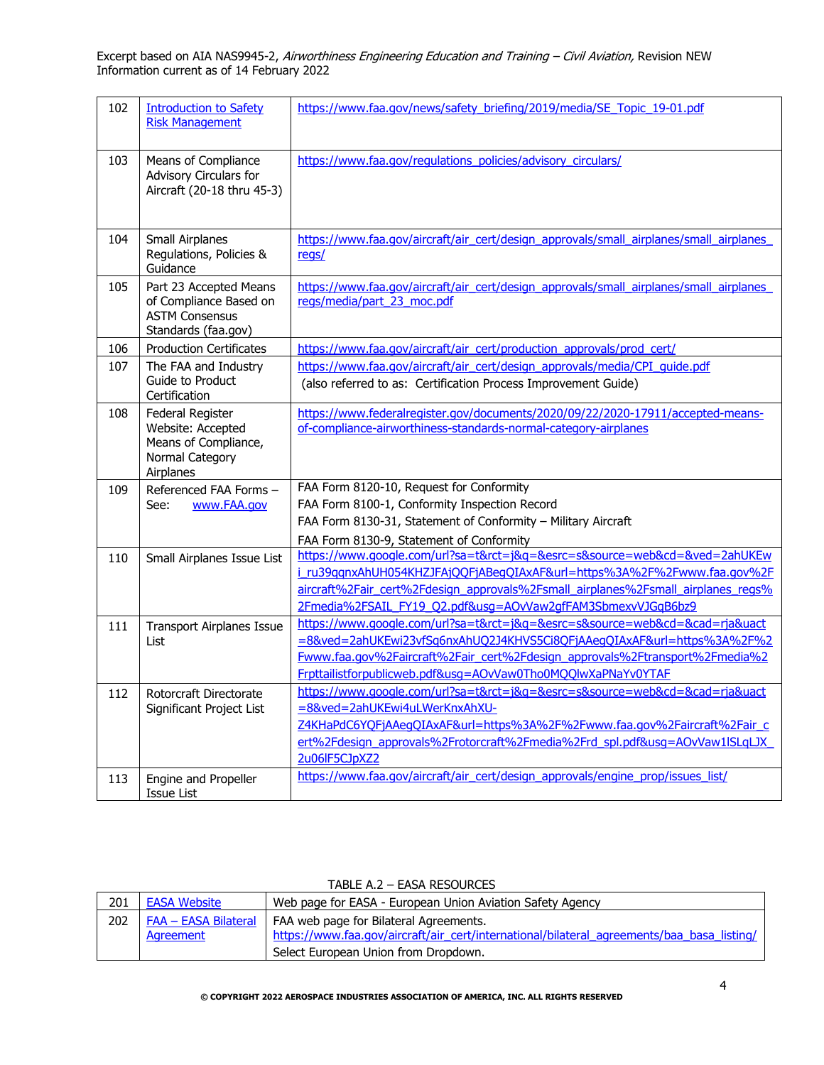| | | |
|---|---|---|
| 102 | Introduction to Safety Risk Management | https://www.faa.gov/news/safety_briefing/2019/media/SE_Topic_19-01.pdf |
| 103 | Means of Compliance Advisory Circulars for Aircraft (20-18 thru 45-3) | https://www.faa.gov/regulations_policies/advisory_circulars/ |
| 104 | Small Airplanes Regulations, Policies & Guidance | https://www.faa.gov/aircraft/air_cert/design_approvals/small_airplanes/small_airplanes_regs/ |
| 105 | Part 23 Accepted Means of Compliance Based on ASTM Consensus Standards (faa.gov) | https://www.faa.gov/aircraft/air_cert/design_approvals/small_airplanes/small_airplanes_regs/media/part_23_moc.pdf |
| 106 | Production Certificates | https://www.faa.gov/aircraft/air_cert/production_approvals/prod_cert/ |
| 107 | The FAA and Industry Guide to Product Certification | https://www.faa.gov/aircraft/air_cert/design_approvals/media/CPI_guide.pdf (also referred to as: Certification Process Improvement Guide) |
| 108 | Federal Register Website: Accepted Means of Compliance, Normal Category Airplanes | https://www.federalregister.gov/documents/2020/09/22/2020-17911/accepted-means-of-compliance-airworthiness-standards-normal-category-airplanes |
| 109 | Referenced FAA Forms – See: www.FAA.gov | FAA Form 8120-10, Request for Conformity<br>FAA Form 8100-1, Conformity Inspection Record<br>FAA Form 8130-31, Statement of Conformity – Military Aircraft<br>FAA Form 8130-9, Statement of Conformity |
| 110 | Small Airplanes Issue List | https://www.google.com/url?sa=t&rct=j&q=&esrc=s&source=web&cd=&ved=2ahUKEwi_ru39qqnxAhUH054KHZJFAjQQFjABegQIAxAF&url=https%3A%2F%2Fwww.faa.gov%2Faircraft%2Fair_cert%2Fdesign_approvals%2Fsmall_airplanes%2Fsmall_airplanes_regs%2Fmedia%2FSAIL_FY19_Q2.pdf&usg=AOvVaw2gfFAM3SbmexvVJGqB6bz9 |
| 111 | Transport Airplanes Issue List | https://www.google.com/url?sa=t&rct=j&q=&esrc=s&source=web&cd=&cad=rja&uact=8&ved=2ahUKEwi23vfSq6nxAhUQ2J4KHVS5Ci8QFjAAegQIAxAF&url=https%3A%2F%2Fwww.faa.gov%2Faircraft%2Fair_cert%2Fdesign_approvals%2Ftransport%2Fmedia%2Frpttailistforpublicweb.pdf&usg=AOvVaw0Tho0MQQlwXaPNaYv0YTAF |
| 112 | Rotorcraft Directorate Significant Project List | https://www.google.com/url?sa=t&rct=j&q=&esrc=s&source=web&cd=&cad=rja&uact=8&ved=2ahUKEwi4uLWerKnxAhXU-Z4KHaPdC6YQFjAAegQIAxAF&url=https%3A%2F%2Fwww.faa.gov%2Faircraft%2Fair_cert%2Fdesign_approvals%2Frotorcraft%2Fmedia%2Frd_spl.pdf&usg=AOvVaw1lSLqLJX_2u06lF5CJpXZ2 |
| 113 | Engine and Propeller Issue List | https://www.faa.gov/aircraft/air_cert/design_approvals/engine_prop/issues_list/ |

TABLE A.2 – EASA RESOURCES

| | | |
|---|---|---|
| 201 | EASA Website | Web page for EASA - European Union Aviation Safety Agency |
| 202 | FAA – EASA Bilateral Agreement | FAA web page for Bilateral Agreements.<br>https://www.faa.gov/aircraft/air_cert/international/bilateral_agreements/baa_basa_listing/<br>Select European Union from Dropdown. |

© COPYRIGHT 2022 AEROSPACE INDUSTRIES ASSOCIATION OF AMERICA, INC. ALL RIGHTS RESERVED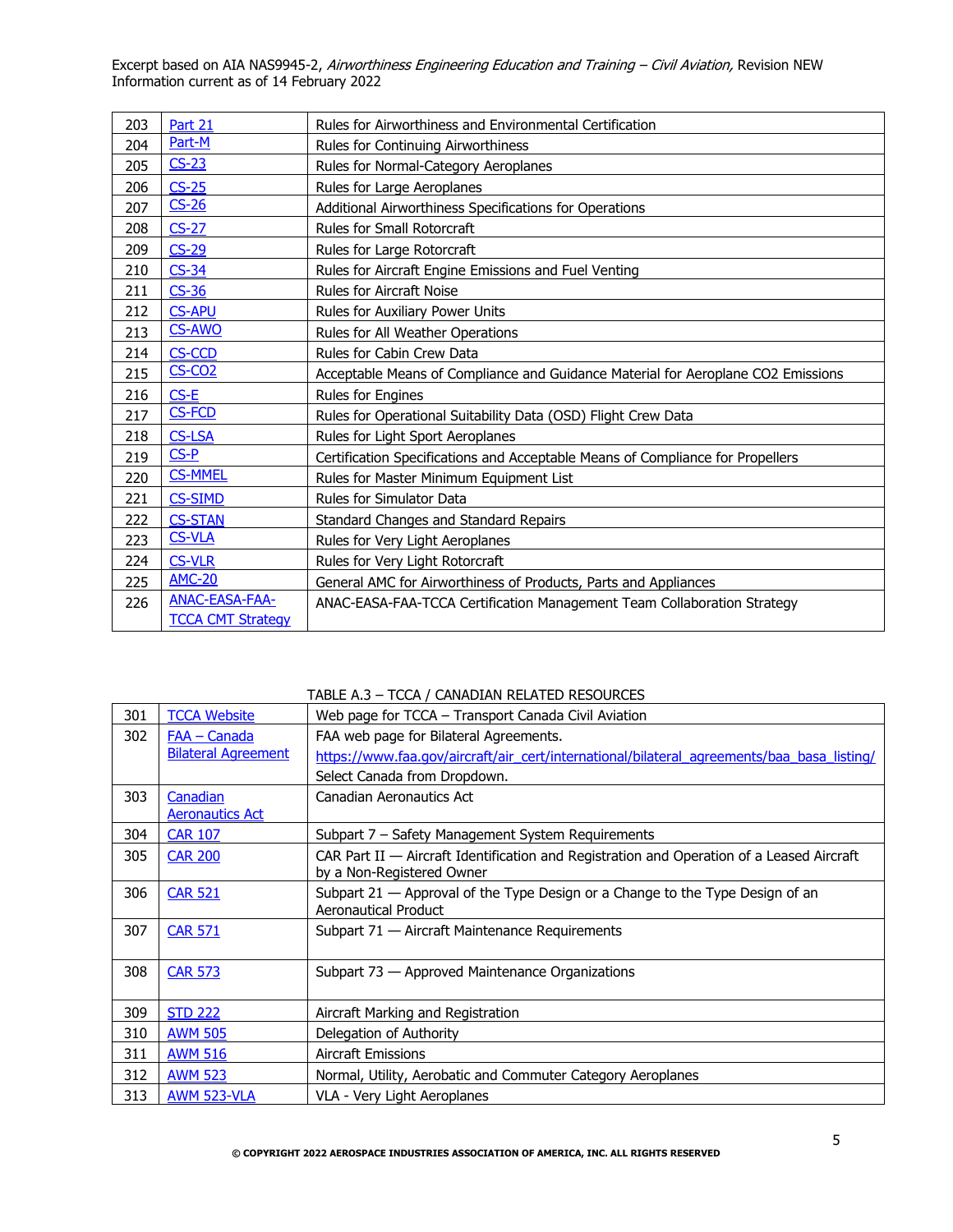| 203 | Part 21 | Rules for Airworthiness and Environmental Certification |
|---|---|---|
| 204 | Part-M | Rules for Continuing Airworthiness |
| 205 | CS-23 | Rules for Normal-Category Aeroplanes |
| 206 | CS-25 | Rules for Large Aeroplanes |
| 207 | CS-26 | Additional Airworthiness Specifications for Operations |
| 208 | CS-27 | Rules for Small Rotorcraft |
| 209 | CS-29 | Rules for Large Rotorcraft |
| 210 | CS-34 | Rules for Aircraft Engine Emissions and Fuel Venting |
| 211 | CS-36 | Rules for Aircraft Noise |
| 212 | CS-APU | Rules for Auxiliary Power Units |
| 213 | CS-AWO | Rules for All Weather Operations |
| 214 | CS-CCD | Rules for Cabin Crew Data |
| 215 | CS-CO2 | Acceptable Means of Compliance and Guidance Material for Aeroplane CO2 Emissions |
| 216 | CS-E | Rules for Engines |
| 217 | CS-FCD | Rules for Operational Suitability Data (OSD) Flight Crew Data |
| 218 | CS-LSA | Rules for Light Sport Aeroplanes |
| 219 | CS-P | Certification Specifications and Acceptable Means of Compliance for Propellers |
| 220 | CS-MMEL | Rules for Master Minimum Equipment List |
| 221 | CS-SIMD | Rules for Simulator Data |
| 222 | CS-STAN | Standard Changes and Standard Repairs |
| 223 | CS-VLA | Rules for Very Light Aeroplanes |
| 224 | CS-VLR | Rules for Very Light Rotorcraft |
| 225 | AMC-20 | General AMC for Airworthiness of Products, Parts and Appliances |
| 226 | ANAC-EASA-FAA-TCCA CMT Strategy | ANAC-EASA-FAA-TCCA Certification Management Team Collaboration Strategy |

TABLE A.3 – TCCA / CANADIAN RELATED RESOURCES

| 301 | TCCA Website | Web page for TCCA – Transport Canada Civil Aviation |
|---|---|---|
| 302 | FAA – Canada Bilateral Agreement | FAA web page for Bilateral Agreements. https://www.faa.gov/aircraft/air_cert/international/bilateral_agreements/baa_basa_listing/ Select Canada from Dropdown. |
| 303 | Canadian Aeronautics Act | Canadian Aeronautics Act |
| 304 | CAR 107 | Subpart 7 – Safety Management System Requirements |
| 305 | CAR 200 | CAR Part II — Aircraft Identification and Registration and Operation of a Leased Aircraft by a Non-Registered Owner |
| 306 | CAR 521 | Subpart 21 — Approval of the Type Design or a Change to the Type Design of an Aeronautical Product |
| 307 | CAR 571 | Subpart 71 — Aircraft Maintenance Requirements |
| 308 | CAR 573 | Subpart 73 — Approved Maintenance Organizations |
| 309 | STD 222 | Aircraft Marking and Registration |
| 310 | AWM 505 | Delegation of Authority |
| 311 | AWM 516 | Aircraft Emissions |
| 312 | AWM 523 | Normal, Utility, Aerobatic and Commuter Category Aeroplanes |
| 313 | AWM 523-VLA | VLA - Very Light Aeroplanes |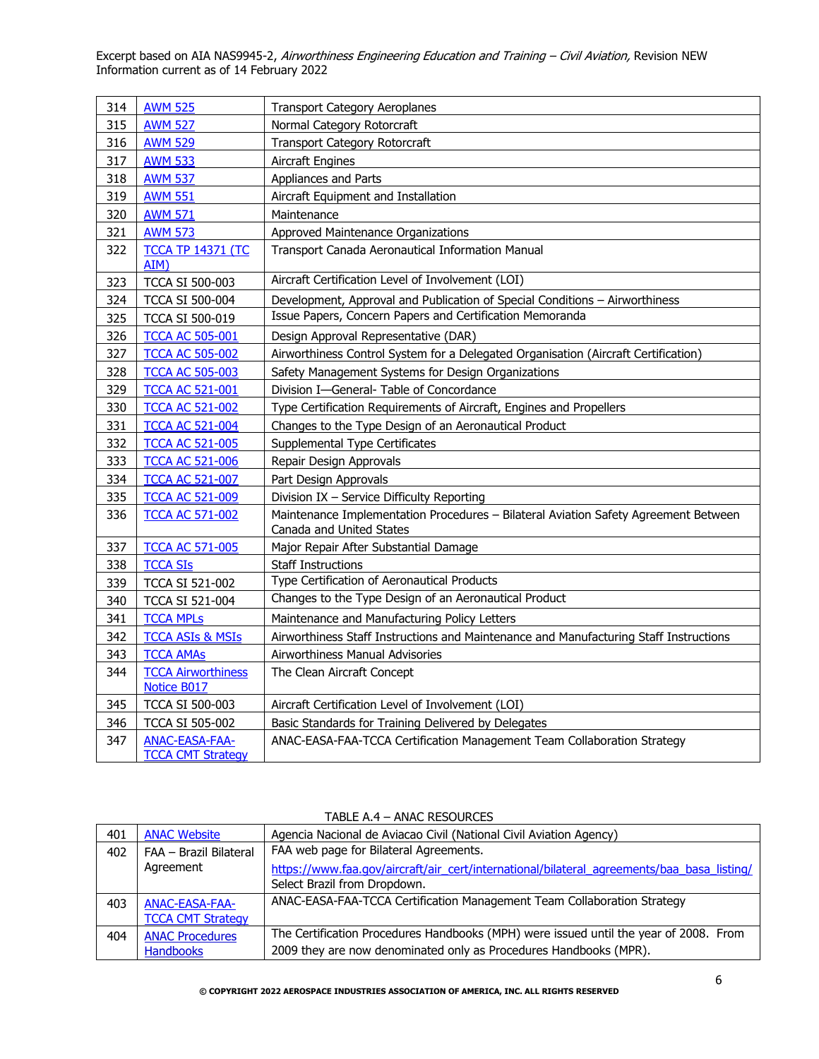| | | |
|---|---|---|
| 314 | AWM 525 | Transport Category Aeroplanes |
| 315 | AWM 527 | Normal Category Rotorcraft |
| 316 | AWM 529 | Transport Category Rotorcraft |
| 317 | AWM 533 | Aircraft Engines |
| 318 | AWM 537 | Appliances and Parts |
| 319 | AWM 551 | Aircraft Equipment and Installation |
| 320 | AWM 571 | Maintenance |
| 321 | AWM 573 | Approved Maintenance Organizations |
| 322 | TCCA TP 14371 (TC AIM) | Transport Canada Aeronautical Information Manual |
| 323 | TCCA SI 500-003 | Aircraft Certification Level of Involvement (LOI) |
| 324 | TCCA SI 500-004 | Development, Approval and Publication of Special Conditions – Airworthiness |
| 325 | TCCA SI 500-019 | Issue Papers, Concern Papers and Certification Memoranda |
| 326 | TCCA AC 505-001 | Design Approval Representative (DAR) |
| 327 | TCCA AC 505-002 | Airworthiness Control System for a Delegated Organisation (Aircraft Certification) |
| 328 | TCCA AC 505-003 | Safety Management Systems for Design Organizations |
| 329 | TCCA AC 521-001 | Division I—General- Table of Concordance |
| 330 | TCCA AC 521-002 | Type Certification Requirements of Aircraft, Engines and Propellers |
| 331 | TCCA AC 521-004 | Changes to the Type Design of an Aeronautical Product |
| 332 | TCCA AC 521-005 | Supplemental Type Certificates |
| 333 | TCCA AC 521-006 | Repair Design Approvals |
| 334 | TCCA AC 521-007 | Part Design Approvals |
| 335 | TCCA AC 521-009 | Division IX – Service Difficulty Reporting |
| 336 | TCCA AC 571-002 | Maintenance Implementation Procedures – Bilateral Aviation Safety Agreement Between Canada and United States |
| 337 | TCCA AC 571-005 | Major Repair After Substantial Damage |
| 338 | TCCA SIs | Staff Instructions |
| 339 | TCCA SI 521-002 | Type Certification of Aeronautical Products |
| 340 | TCCA SI 521-004 | Changes to the Type Design of an Aeronautical Product |
| 341 | TCCA MPLs | Maintenance and Manufacturing Policy Letters |
| 342 | TCCA ASIs & MSIs | Airworthiness Staff Instructions and Maintenance and Manufacturing Staff Instructions |
| 343 | TCCA AMAs | Airworthiness Manual Advisories |
| 344 | TCCA Airworthiness Notice B017 | The Clean Aircraft Concept |
| 345 | TCCA SI 500-003 | Aircraft Certification Level of Involvement (LOI) |
| 346 | TCCA SI 505-002 | Basic Standards for Training Delivered by Delegates |
| 347 | ANAC-EASA-FAA-TCCA CMT Strategy | ANAC-EASA-FAA-TCCA Certification Management Team Collaboration Strategy |

TABLE A.4 – ANAC RESOURCES

| | | |
|---|---|---|
| 401 | ANAC Website | Agencia Nacional de Aviacao Civil (National Civil Aviation Agency) |
| 402 | FAA – Brazil Bilateral Agreement | FAA web page for Bilateral Agreements. https://www.faa.gov/aircraft/air_cert/international/bilateral_agreements/baa_basa_listing/ Select Brazil from Dropdown. |
| 403 | ANAC-EASA-FAA-TCCA CMT Strategy | ANAC-EASA-FAA-TCCA Certification Management Team Collaboration Strategy |
| 404 | ANAC Procedures Handbooks | The Certification Procedures Handbooks (MPH) were issued until the year of 2008. From 2009 they are now denominated only as Procedures Handbooks (MPR). |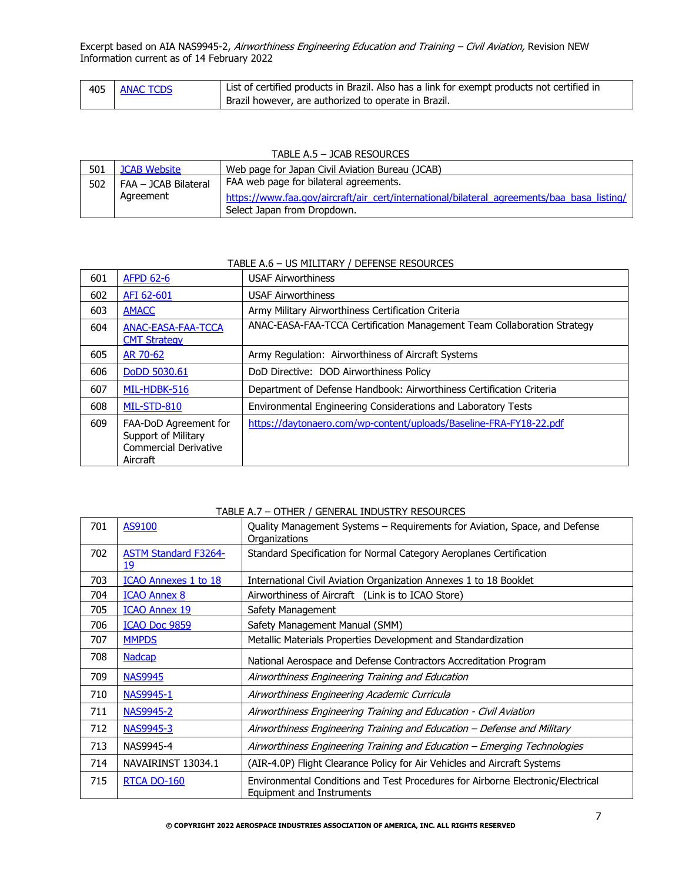| 405 | ANAC TCDS | List of certified products in Brazil. Also has a link for exempt products not certified in Brazil however, are authorized to operate in Brazil. |
|---|---|---|

TABLE A.5 – JCAB RESOURCES

| | | |
|---|---|---|
| 501 | JCAB Website | Web page for Japan Civil Aviation Bureau (JCAB) |
| 502 | FAA – JCAB Bilateral Agreement | FAA web page for bilateral agreements. https://www.faa.gov/aircraft/air_cert/international/bilateral_agreements/baa_basa_listing/ Select Japan from Dropdown. |

TABLE A.6 – US MILITARY / DEFENSE RESOURCES

| | | |
|---|---|---|
| 601 | AFPD 62-6 | USAF Airworthiness |
| 602 | AFI 62-601 | USAF Airworthiness |
| 603 | AMACC | Army Military Airworthiness Certification Criteria |
| 604 | ANAC-EASA-FAA-TCCA CMT Strategy | ANAC-EASA-FAA-TCCA Certification Management Team Collaboration Strategy |
| 605 | AR 70-62 | Army Regulation: Airworthiness of Aircraft Systems |
| 606 | DoDD 5030.61 | DoD Directive: DOD Airworthiness Policy |
| 607 | MIL-HDBK-516 | Department of Defense Handbook: Airworthiness Certification Criteria |
| 608 | MIL-STD-810 | Environmental Engineering Considerations and Laboratory Tests |
| 609 | FAA-DoD Agreement for Support of Military Commercial Derivative Aircraft | https://daytonaero.com/wp-content/uploads/Baseline-FRA-FY18-22.pdf |

TABLE A.7 – OTHER / GENERAL INDUSTRY RESOURCES

| | | |
|---|---|---|
| 701 | AS9100 | Quality Management Systems – Requirements for Aviation, Space, and Defense Organizations |
| 702 | ASTM Standard F3264-19 | Standard Specification for Normal Category Aeroplanes Certification |
| 703 | ICAO Annexes 1 to 18 | International Civil Aviation Organization Annexes 1 to 18 Booklet |
| 704 | ICAO Annex 8 | Airworthiness of Aircraft (Link is to ICAO Store) |
| 705 | ICAO Annex 19 | Safety Management |
| 706 | ICAO Doc 9859 | Safety Management Manual (SMM) |
| 707 | MMPDS | Metallic Materials Properties Development and Standardization |
| 708 | Nadcap | National Aerospace and Defense Contractors Accreditation Program |
| 709 | NAS9945 | *Airworthiness Engineering Training and Education* |
| 710 | NAS9945-1 | *Airworthiness Engineering Academic Curricula* |
| 711 | NAS9945-2 | *Airworthiness Engineering Training and Education - Civil Aviation* |
| 712 | NAS9945-3 | *Airworthiness Engineering Training and Education – Defense and Military* |
| 713 | NAS9945-4 | *Airworthiness Engineering Training and Education – Emerging Technologies* |
| 714 | NAVAIRINST 13034.1 | (AIR-4.0P) Flight Clearance Policy for Air Vehicles and Aircraft Systems |
| 715 | RTCA DO-160 | Environmental Conditions and Test Procedures for Airborne Electronic/Electrical Equipment and Instruments |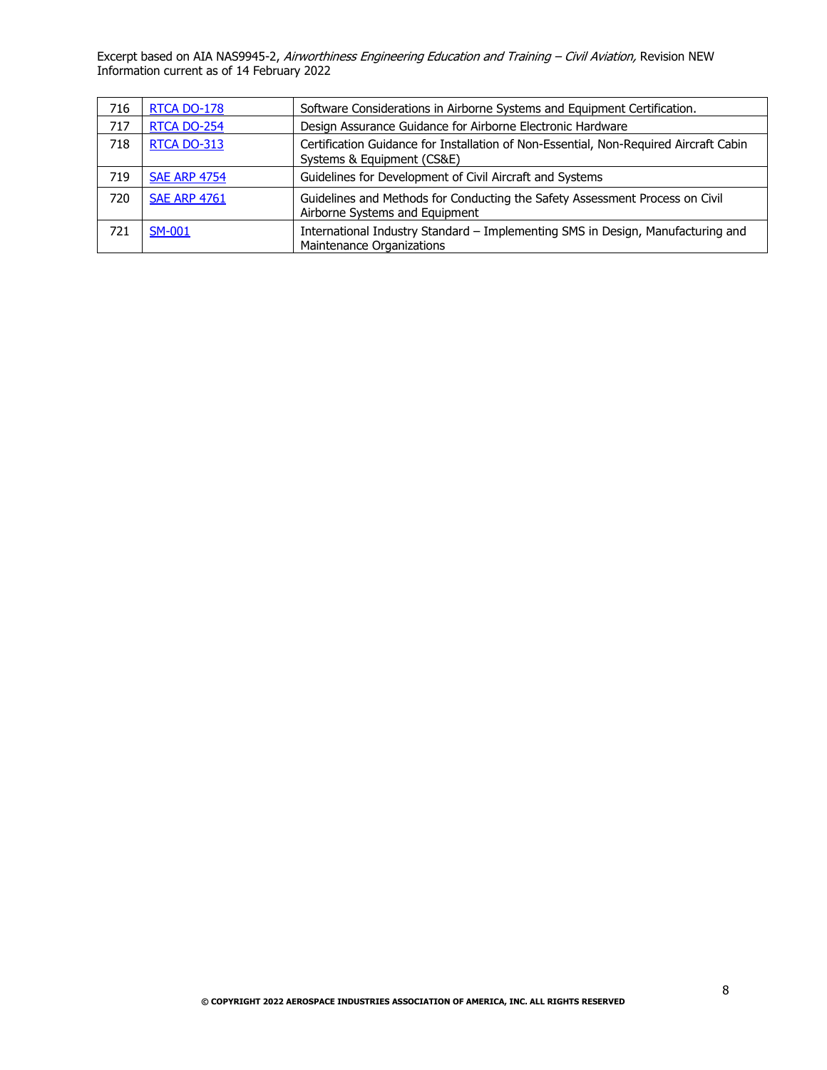| | | |
|---|---|---|
| 716 | RTCA DO-178 | Software Considerations in Airborne Systems and Equipment Certification. |
| 717 | RTCA DO-254 | Design Assurance Guidance for Airborne Electronic Hardware |
| 718 | RTCA DO-313 | Certification Guidance for Installation of Non-Essential, Non-Required Aircraft Cabin Systems & Equipment (CS&E) |
| 719 | SAE ARP 4754 | Guidelines for Development of Civil Aircraft and Systems |
| 720 | SAE ARP 4761 | Guidelines and Methods for Conducting the Safety Assessment Process on Civil Airborne Systems and Equipment |
| 721 | SM-001 | International Industry Standard – Implementing SMS in Design, Manufacturing and Maintenance Organizations |